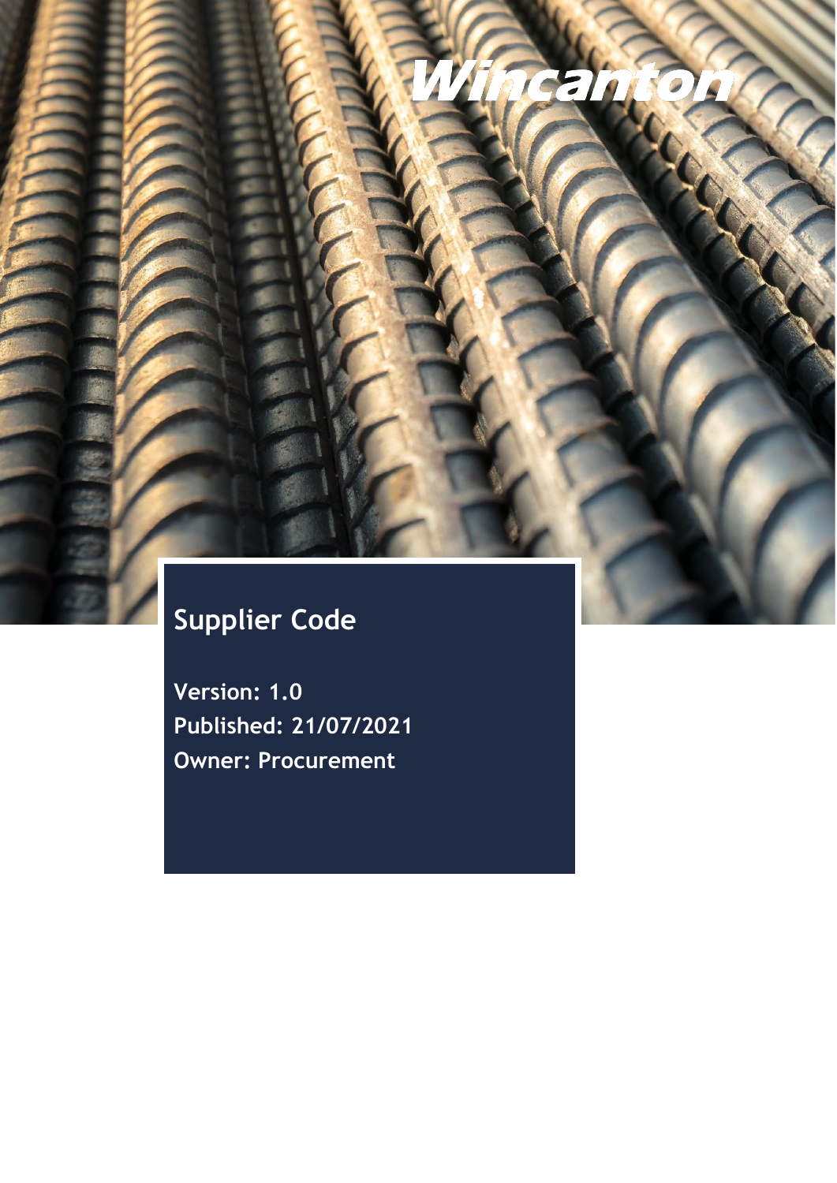Wincanton

# Supplier Code

**Version: 1.0**
**Published: 21/07/2021**
**Owner: Procurement**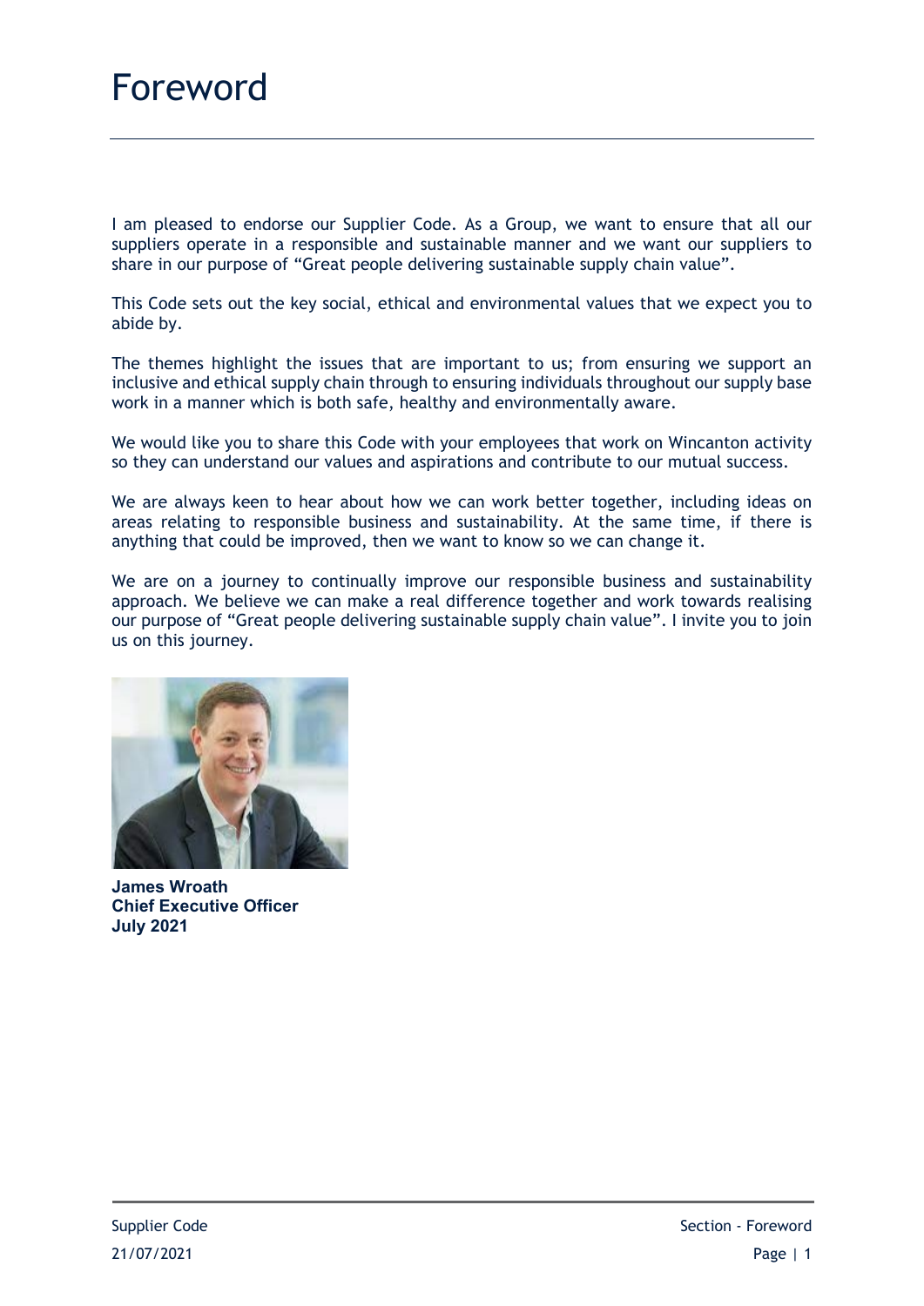# Foreword

I am pleased to endorse our Supplier Code. As a Group, we want to ensure that all our suppliers operate in a responsible and sustainable manner and we want our suppliers to share in our purpose of "Great people delivering sustainable supply chain value".

This Code sets out the key social, ethical and environmental values that we expect you to abide by.

The themes highlight the issues that are important to us; from ensuring we support an inclusive and ethical supply chain through to ensuring individuals throughout our supply base work in a manner which is both safe, healthy and environmentally aware.

We would like you to share this Code with your employees that work on Wincanton activity so they can understand our values and aspirations and contribute to our mutual success.

We are always keen to hear about how we can work better together, including ideas on areas relating to responsible business and sustainability. At the same time, if there is anything that could be improved, then we want to know so we can change it.

We are on a journey to continually improve our responsible business and sustainability approach. We believe we can make a real difference together and work towards realising our purpose of "Great people delivering sustainable supply chain value". I invite you to join us on this journey.

**James Wroath**
**Chief Executive Officer**
**July 2021**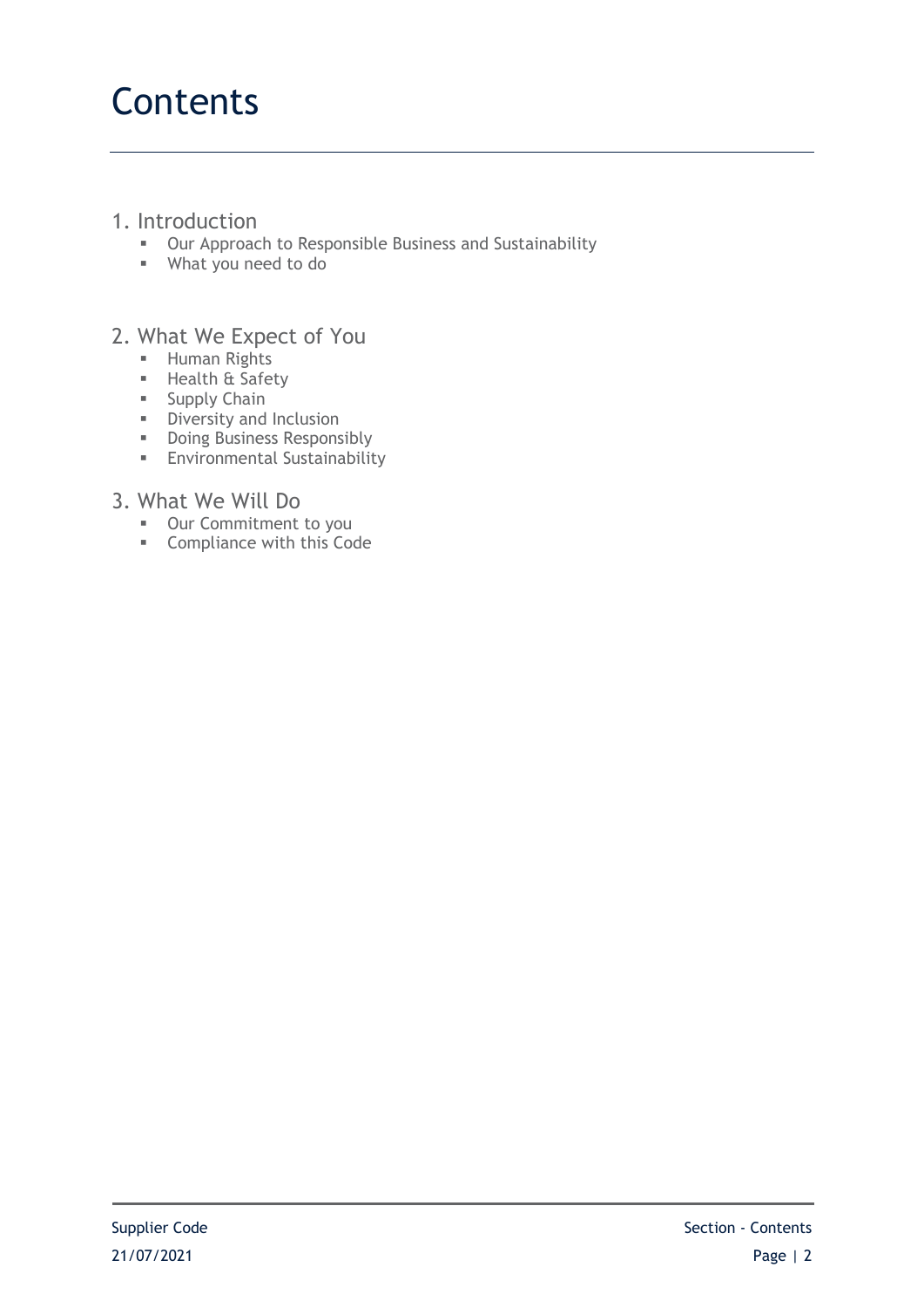# Contents

1. Introduction
   - Our Approach to Responsible Business and Sustainability
   - What you need to do

2. What We Expect of You
   - Human Rights
   - Health & Safety
   - Supply Chain
   - Diversity and Inclusion
   - Doing Business Responsibly
   - Environmental Sustainability

3. What We Will Do
   - Our Commitment to you
   - Compliance with this Code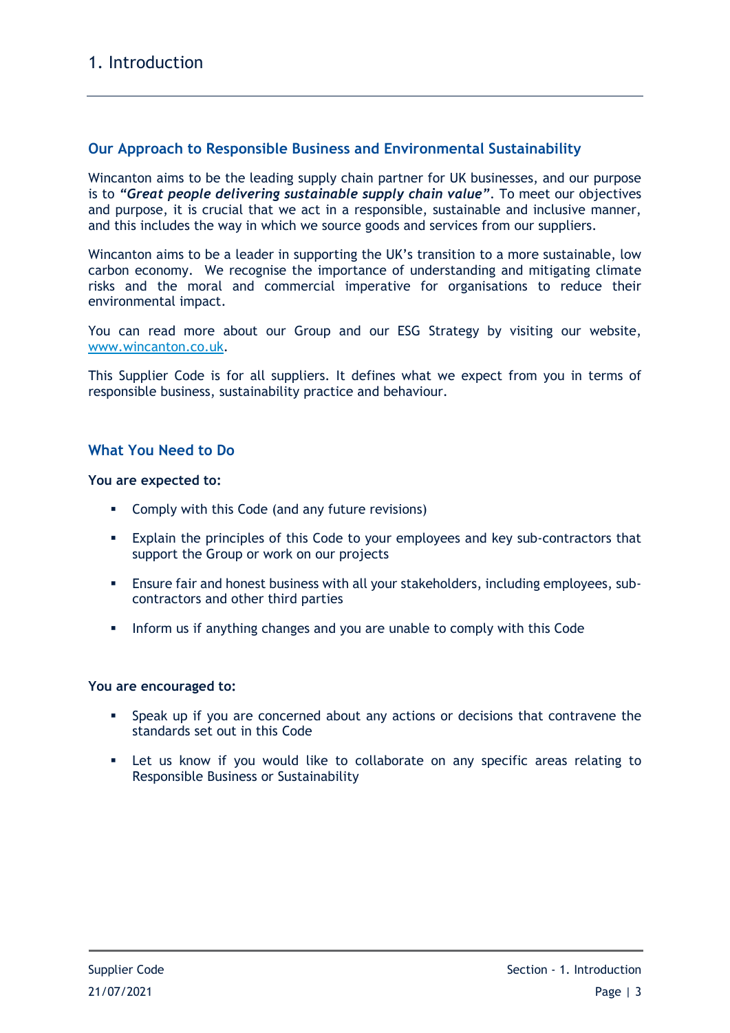# 1. Introduction

## Our Approach to Responsible Business and Environmental Sustainability

Wincanton aims to be the leading supply chain partner for UK businesses, and our purpose is to ***"Great people delivering sustainable supply chain value"***. To meet our objectives and purpose, it is crucial that we act in a responsible, sustainable and inclusive manner, and this includes the way in which we source goods and services from our suppliers.

Wincanton aims to be a leader in supporting the UK's transition to a more sustainable, low carbon economy. We recognise the importance of understanding and mitigating climate risks and the moral and commercial imperative for organisations to reduce their environmental impact.

You can read more about our Group and our ESG Strategy by visiting our website, [www.wincanton.co.uk](http://www.wincanton.co.uk).

This Supplier Code is for all suppliers. It defines what we expect from you in terms of responsible business, sustainability practice and behaviour.

## What You Need to Do

**You are expected to:**

- Comply with this Code (and any future revisions)
- Explain the principles of this Code to your employees and key sub-contractors that support the Group or work on our projects
- Ensure fair and honest business with all your stakeholders, including employees, sub-contractors and other third parties
- Inform us if anything changes and you are unable to comply with this Code

**You are encouraged to:**

- Speak up if you are concerned about any actions or decisions that contravene the standards set out in this Code
- Let us know if you would like to collaborate on any specific areas relating to Responsible Business or Sustainability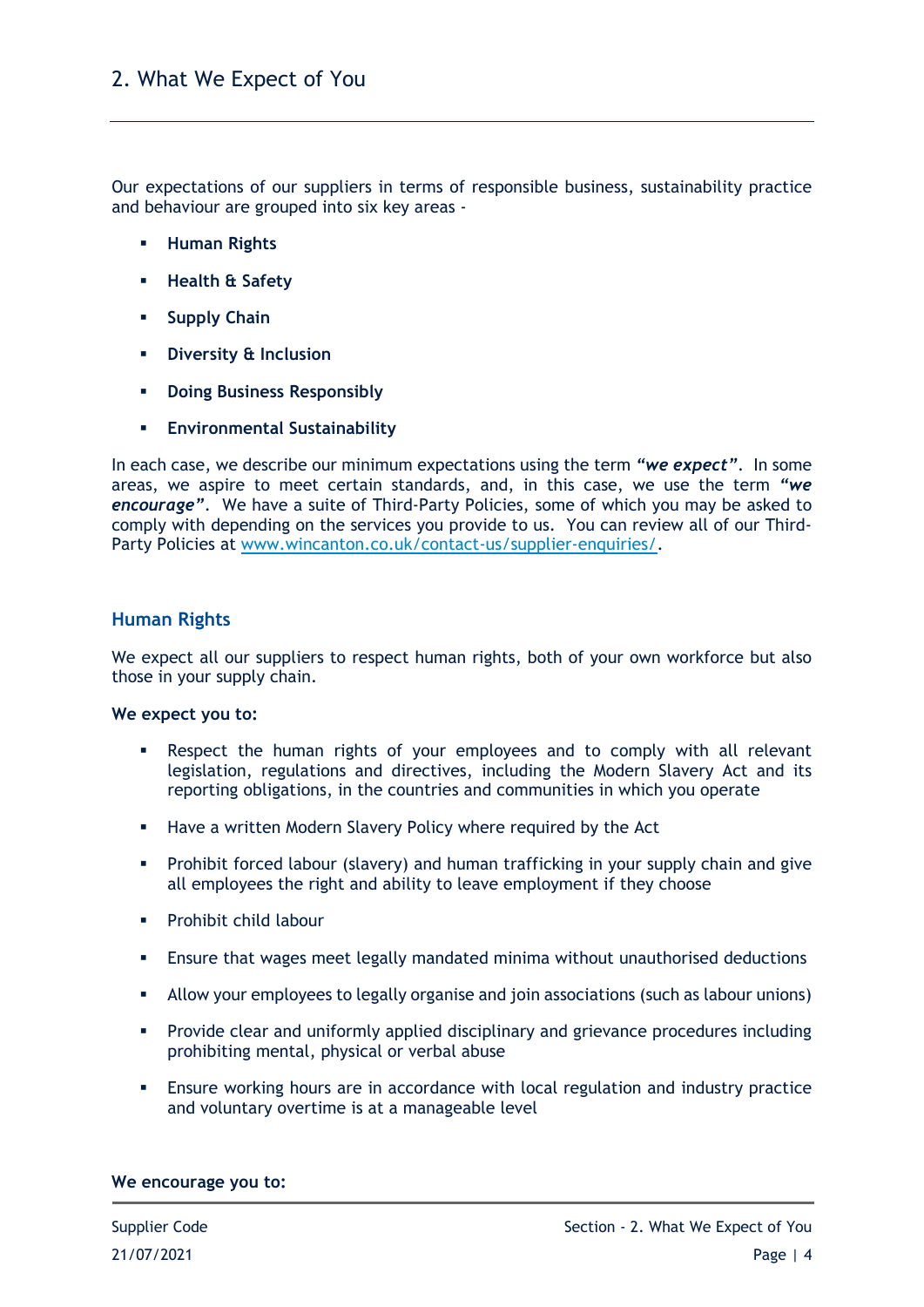## 2. What We Expect of You

Our expectations of our suppliers in terms of responsible business, sustainability practice and behaviour are grouped into six key areas -

- **Human Rights**
- **Health & Safety**
- **Supply Chain**
- **Diversity & Inclusion**
- **Doing Business Responsibly**
- **Environmental Sustainability**

In each case, we describe our minimum expectations using the term ***"we expect"***. In some areas, we aspire to meet certain standards, and, in this case, we use the term ***"we encourage"***. We have a suite of Third-Party Policies, some of which you may be asked to comply with depending on the services you provide to us. You can review all of our Third-Party Policies at [www.wincanton.co.uk/contact-us/supplier-enquiries/](www.wincanton.co.uk/contact-us/supplier-enquiries/).

### Human Rights

We expect all our suppliers to respect human rights, both of your own workforce but also those in your supply chain.

**We expect you to:**

- Respect the human rights of your employees and to comply with all relevant legislation, regulations and directives, including the Modern Slavery Act and its reporting obligations, in the countries and communities in which you operate
- Have a written Modern Slavery Policy where required by the Act
- Prohibit forced labour (slavery) and human trafficking in your supply chain and give all employees the right and ability to leave employment if they choose
- Prohibit child labour
- Ensure that wages meet legally mandated minima without unauthorised deductions
- Allow your employees to legally organise and join associations (such as labour unions)
- Provide clear and uniformly applied disciplinary and grievance procedures including prohibiting mental, physical or verbal abuse
- Ensure working hours are in accordance with local regulation and industry practice and voluntary overtime is at a manageable level

**We encourage you to:**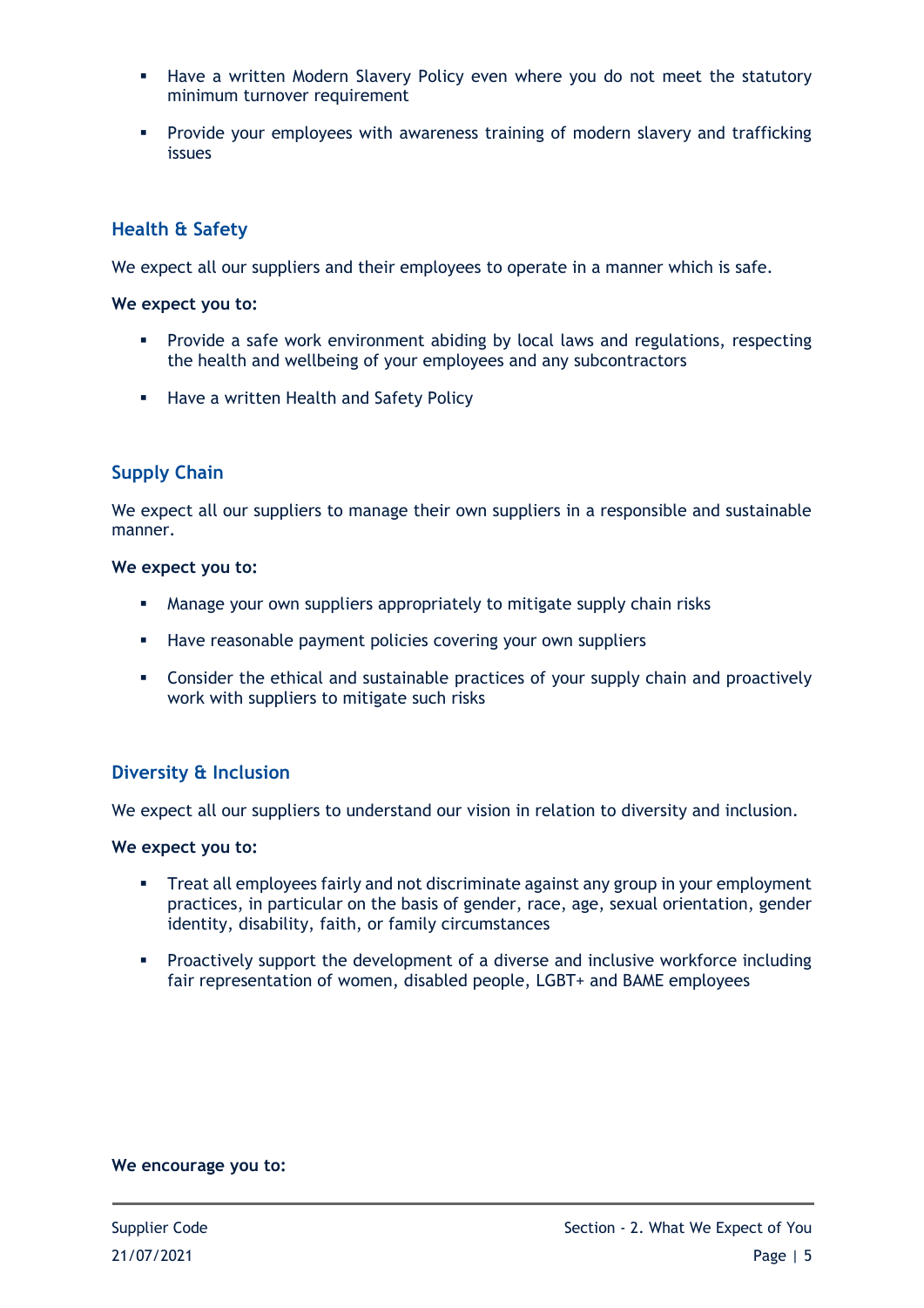- Have a written Modern Slavery Policy even where you do not meet the statutory minimum turnover requirement
- Provide your employees with awareness training of modern slavery and trafficking issues

## Health & Safety

We expect all our suppliers and their employees to operate in a manner which is safe.

**We expect you to:**

- Provide a safe work environment abiding by local laws and regulations, respecting the health and wellbeing of your employees and any subcontractors
- Have a written Health and Safety Policy

## Supply Chain

We expect all our suppliers to manage their own suppliers in a responsible and sustainable manner.

**We expect you to:**

- Manage your own suppliers appropriately to mitigate supply chain risks
- Have reasonable payment policies covering your own suppliers
- Consider the ethical and sustainable practices of your supply chain and proactively work with suppliers to mitigate such risks

## Diversity & Inclusion

We expect all our suppliers to understand our vision in relation to diversity and inclusion.

**We expect you to:**

- Treat all employees fairly and not discriminate against any group in your employment practices, in particular on the basis of gender, race, age, sexual orientation, gender identity, disability, faith, or family circumstances
- Proactively support the development of a diverse and inclusive workforce including fair representation of women, disabled people, LGBT+ and BAME employees

**We encourage you to:**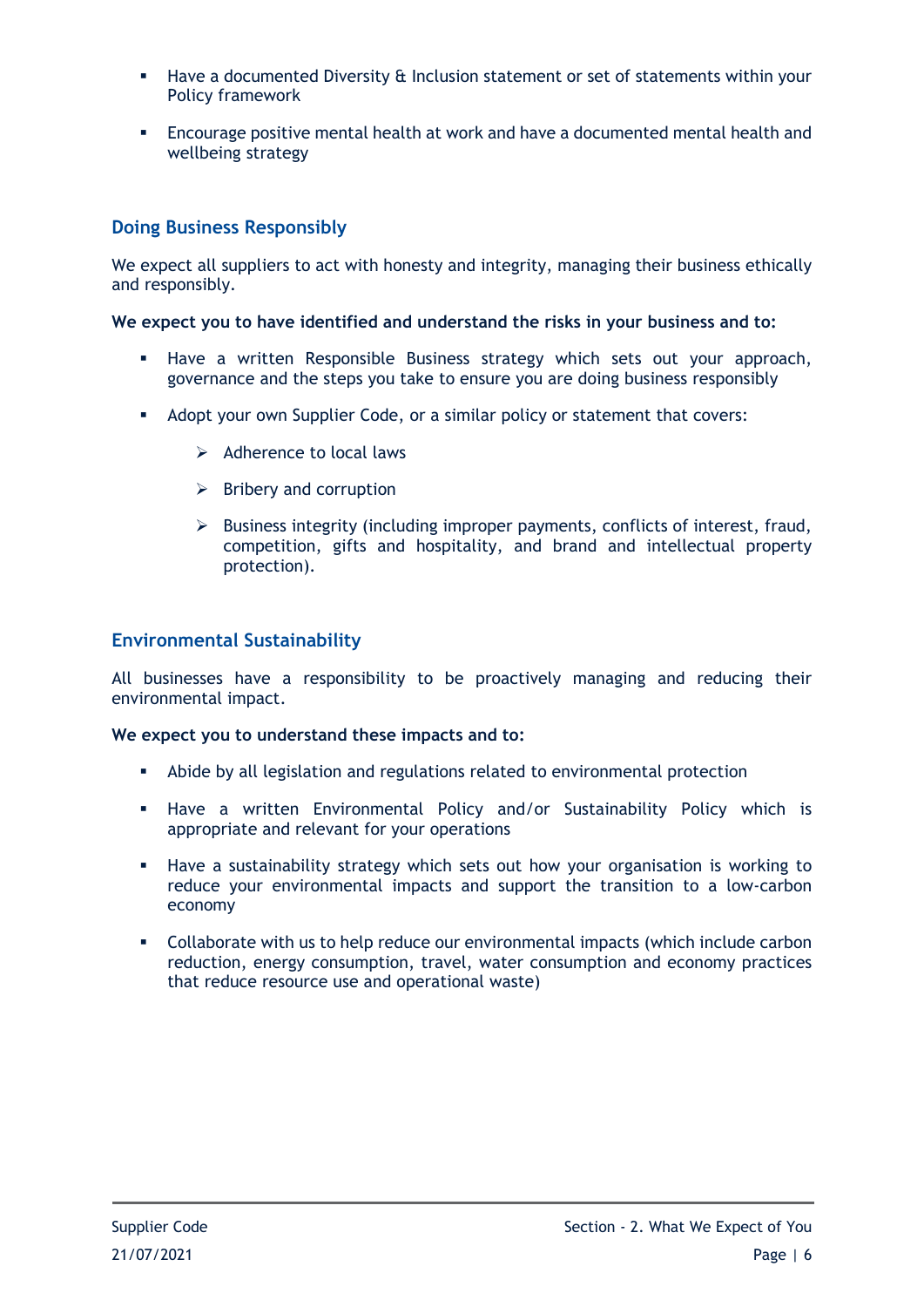- Have a documented Diversity & Inclusion statement or set of statements within your Policy framework
- Encourage positive mental health at work and have a documented mental health and wellbeing strategy

### Doing Business Responsibly

We expect all suppliers to act with honesty and integrity, managing their business ethically and responsibly.

**We expect you to have identified and understand the risks in your business and to:**

- Have a written Responsible Business strategy which sets out your approach, governance and the steps you take to ensure you are doing business responsibly
- Adopt your own Supplier Code, or a similar policy or statement that covers:
    - Adherence to local laws
    - Bribery and corruption
    - Business integrity (including improper payments, conflicts of interest, fraud, competition, gifts and hospitality, and brand and intellectual property protection).

### Environmental Sustainability

All businesses have a responsibility to be proactively managing and reducing their environmental impact.

**We expect you to understand these impacts and to:**

- Abide by all legislation and regulations related to environmental protection
- Have a written Environmental Policy and/or Sustainability Policy which is appropriate and relevant for your operations
- Have a sustainability strategy which sets out how your organisation is working to reduce your environmental impacts and support the transition to a low-carbon economy
- Collaborate with us to help reduce our environmental impacts (which include carbon reduction, energy consumption, travel, water consumption and economy practices that reduce resource use and operational waste)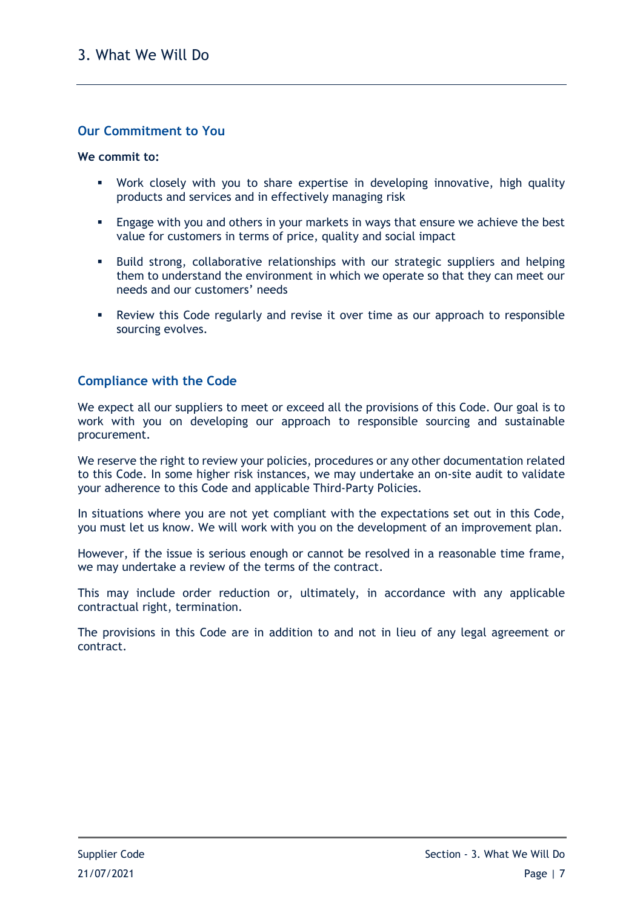# 3. What We Will Do

## Our Commitment to You

**We commit to:**

- Work closely with you to share expertise in developing innovative, high quality products and services and in effectively managing risk
- Engage with you and others in your markets in ways that ensure we achieve the best value for customers in terms of price, quality and social impact
- Build strong, collaborative relationships with our strategic suppliers and helping them to understand the environment in which we operate so that they can meet our needs and our customers' needs
- Review this Code regularly and revise it over time as our approach to responsible sourcing evolves.

## Compliance with the Code

We expect all our suppliers to meet or exceed all the provisions of this Code. Our goal is to work with you on developing our approach to responsible sourcing and sustainable procurement.

We reserve the right to review your policies, procedures or any other documentation related to this Code. In some higher risk instances, we may undertake an on-site audit to validate your adherence to this Code and applicable Third-Party Policies.

In situations where you are not yet compliant with the expectations set out in this Code, you must let us know. We will work with you on the development of an improvement plan.

However, if the issue is serious enough or cannot be resolved in a reasonable time frame, we may undertake a review of the terms of the contract.

This may include order reduction or, ultimately, in accordance with any applicable contractual right, termination.

The provisions in this Code are in addition to and not in lieu of any legal agreement or contract.